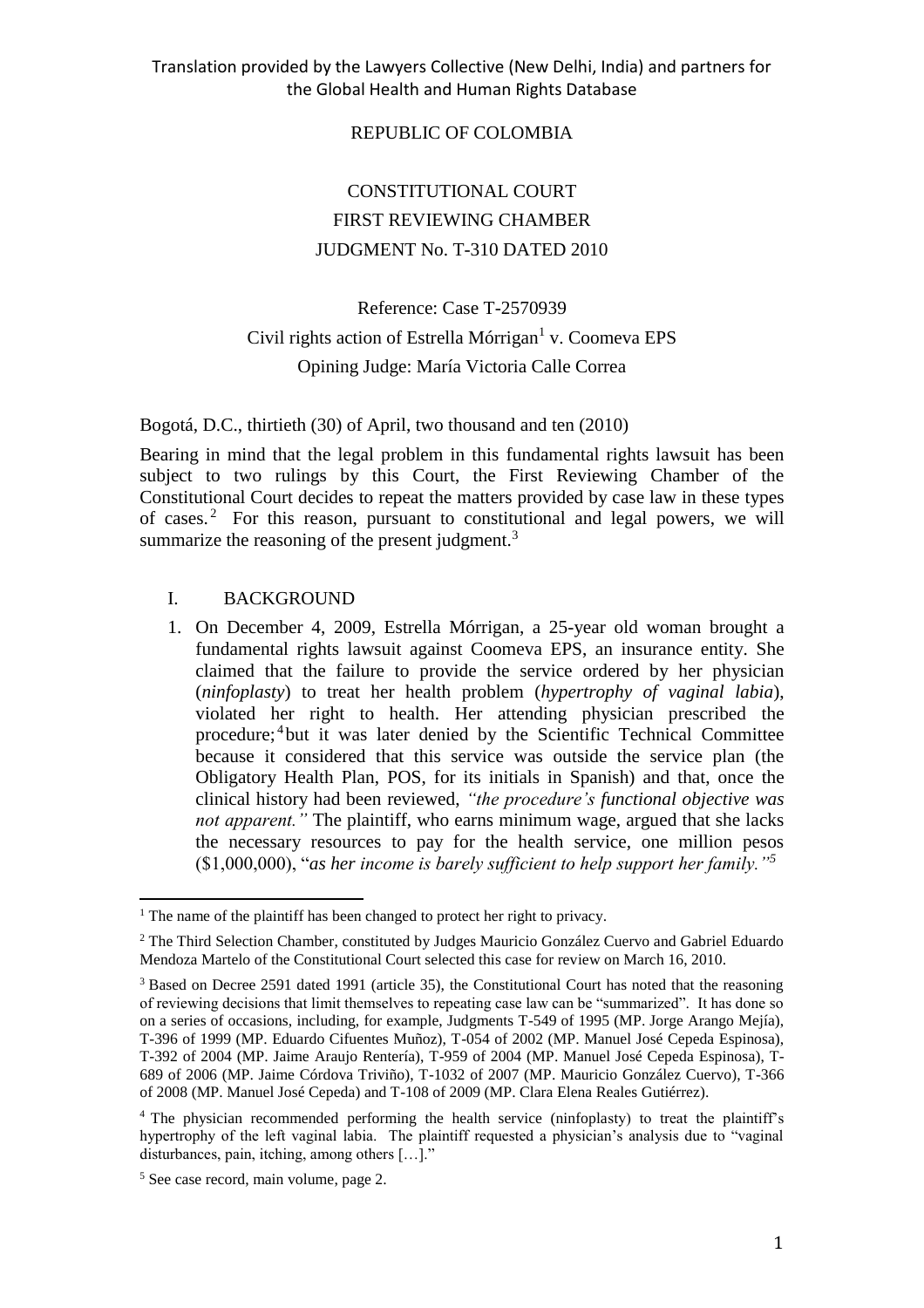Translation provided by the Lawyers Collective (New Delhi, India) and partners for the Global Health and Human Rights Database

REPUBLIC OF COLOMBIA

CONSTITUTIONAL COURT
FIRST REVIEWING CHAMBER
JUDGMENT No. T-310 DATED 2010

Reference: Case T-2570939
Civil rights action of Estrella Mórrigan[1] v. Coomeva EPS
Opining Judge: María Victoria Calle Correa

Bogotá, D.C., thirtieth (30) of April, two thousand and ten (2010)

Bearing in mind that the legal problem in this fundamental rights lawsuit has been subject to two rulings by this Court, the First Reviewing Chamber of the Constitutional Court decides to repeat the matters provided by case law in these types of cases.[2] For this reason, pursuant to constitutional and legal powers, we will summarize the reasoning of the present judgment.[3]

## I. BACKGROUND

1. On December 4, 2009, Estrella Mórrigan, a 25-year old woman brought a fundamental rights lawsuit against Coomeva EPS, an insurance entity. She claimed that the failure to provide the service ordered by her physician (*ninfoplasty*) to treat her health problem (*hypertrophy of vaginal labia*), violated her right to health. Her attending physician prescribed the procedure;[4] but it was later denied by the Scientific Technical Committee because it considered that this service was outside the service plan (the Obligatory Health Plan, POS, for its initials in Spanish) and that, once the clinical history had been reviewed, *"the procedure's functional objective was not apparent."* The plaintiff, who earns minimum wage, argued that she lacks the necessary resources to pay for the health service, one million pesos ($1,000,000), "*as her income is barely sufficient to help support her family."*[5]

---

[1] The name of the plaintiff has been changed to protect her right to privacy.

[2] The Third Selection Chamber, constituted by Judges Mauricio González Cuervo and Gabriel Eduardo Mendoza Martelo of the Constitutional Court selected this case for review on March 16, 2010.

[3] Based on Decree 2591 dated 1991 (article 35), the Constitutional Court has noted that the reasoning of reviewing decisions that limit themselves to repeating case law can be "summarized". It has done so on a series of occasions, including, for example, Judgments T-549 of 1995 (MP. Jorge Arango Mejía), T-396 of 1999 (MP. Eduardo Cifuentes Muñoz), T-054 of 2002 (MP. Manuel José Cepeda Espinosa), T-392 of 2004 (MP. Jaime Araujo Rentería), T-959 of 2004 (MP. Manuel José Cepeda Espinosa), T-689 of 2006 (MP. Jaime Córdova Triviño), T-1032 of 2007 (MP. Mauricio González Cuervo), T-366 of 2008 (MP. Manuel José Cepeda) and T-108 of 2009 (MP. Clara Elena Reales Gutiérrez).

[4] The physician recommended performing the health service (ninfoplasty) to treat the plaintiff's hypertrophy of the left vaginal labia. The plaintiff requested a physician's analysis due to "vaginal disturbances, pain, itching, among others […]."

[5] See case record, main volume, page 2.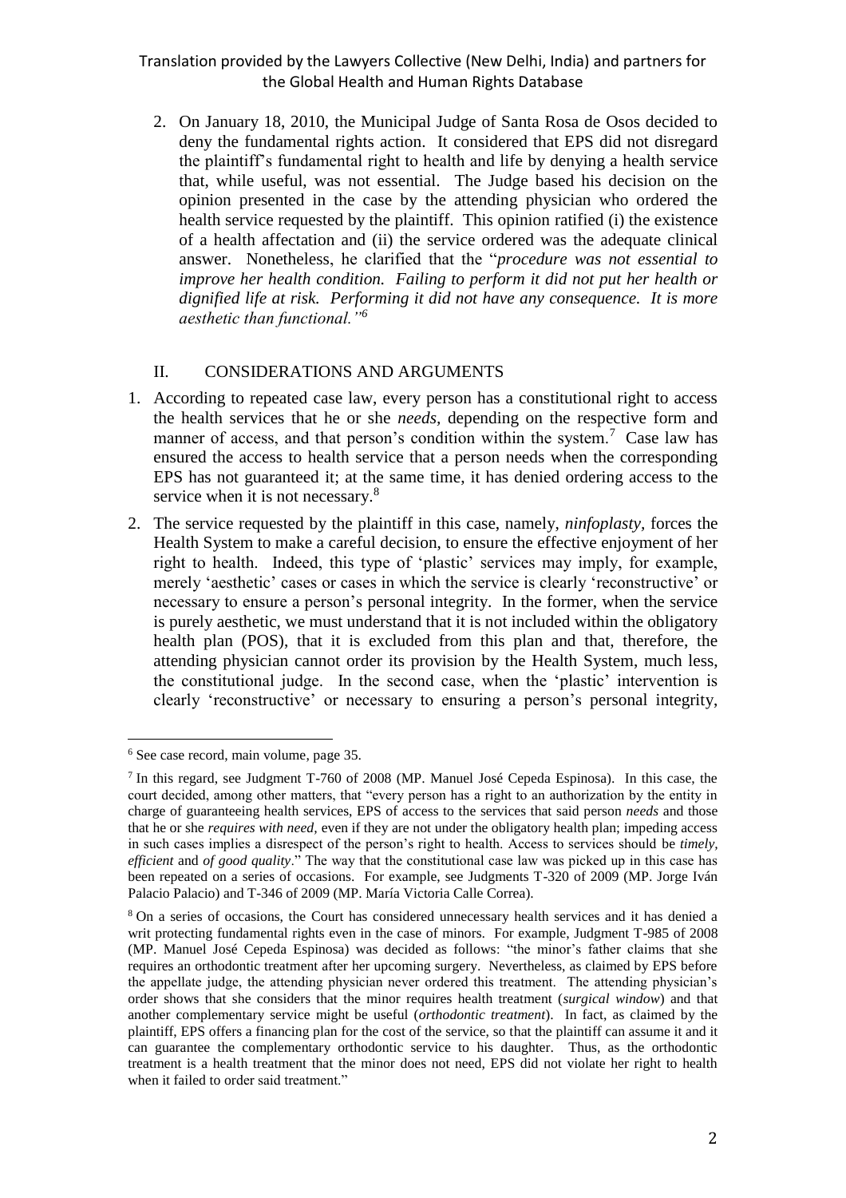2. On January 18, 2010, the Municipal Judge of Santa Rosa de Osos decided to deny the fundamental rights action. It considered that EPS did not disregard the plaintiff's fundamental right to health and life by denying a health service that, while useful, was not essential. The Judge based his decision on the opinion presented in the case by the attending physician who ordered the health service requested by the plaintiff. This opinion ratified (i) the existence of a health affectation and (ii) the service ordered was the adequate clinical answer. Nonetheless, he clarified that the "*procedure was not essential to improve her health condition. Failing to perform it did not put her health or dignified life at risk. Performing it did not have any consequence. It is more aesthetic than functional.*"[6]

## II. CONSIDERATIONS AND ARGUMENTS

1. According to repeated case law, every person has a constitutional right to access the health services that he or she *needs*, depending on the respective form and manner of access, and that person's condition within the system.[7] Case law has ensured the access to health service that a person needs when the corresponding EPS has not guaranteed it; at the same time, it has denied ordering access to the service when it is not necessary.[8]

2. The service requested by the plaintiff in this case, namely, *ninfoplasty*, forces the Health System to make a careful decision, to ensure the effective enjoyment of her right to health. Indeed, this type of 'plastic' services may imply, for example, merely 'aesthetic' cases or cases in which the service is clearly 'reconstructive' or necessary to ensure a person's personal integrity. In the former, when the service is purely aesthetic, we must understand that it is not included within the obligatory health plan (POS), that it is excluded from this plan and that, therefore, the attending physician cannot order its provision by the Health System, much less, the constitutional judge. In the second case, when the 'plastic' intervention is clearly 'reconstructive' or necessary to ensuring a person's personal integrity,

---

[6] See case record, main volume, page 35.

[7] In this regard, see Judgment T-760 of 2008 (MP. Manuel José Cepeda Espinosa). In this case, the court decided, among other matters, that "every person has a right to an authorization by the entity in charge of guaranteeing health services, EPS of access to the services that said person *needs* and those that he or she *requires with need*, even if they are not under the obligatory health plan; impeding access in such cases implies a disrespect of the person's right to health. Access to services should be *timely, efficient* and *of good quality*." The way that the constitutional case law was picked up in this case has been repeated on a series of occasions. For example, see Judgments T-320 of 2009 (MP. Jorge Iván Palacio Palacio) and T-346 of 2009 (MP. María Victoria Calle Correa).

[8] On a series of occasions, the Court has considered unnecessary health services and it has denied a writ protecting fundamental rights even in the case of minors. For example, Judgment T-985 of 2008 (MP. Manuel José Cepeda Espinosa) was decided as follows: "the minor's father claims that she requires an orthodontic treatment after her upcoming surgery. Nevertheless, as claimed by EPS before the appellate judge, the attending physician never ordered this treatment. The attending physician's order shows that she considers that the minor requires health treatment (*surgical window*) and that another complementary service might be useful (*orthodontic treatment*). In fact, as claimed by the plaintiff, EPS offers a financing plan for the cost of the service, so that the plaintiff can assume it and it can guarantee the complementary orthodontic service to his daughter. Thus, as the orthodontic treatment is a health treatment that the minor does not need, EPS did not violate her right to health when it failed to order said treatment."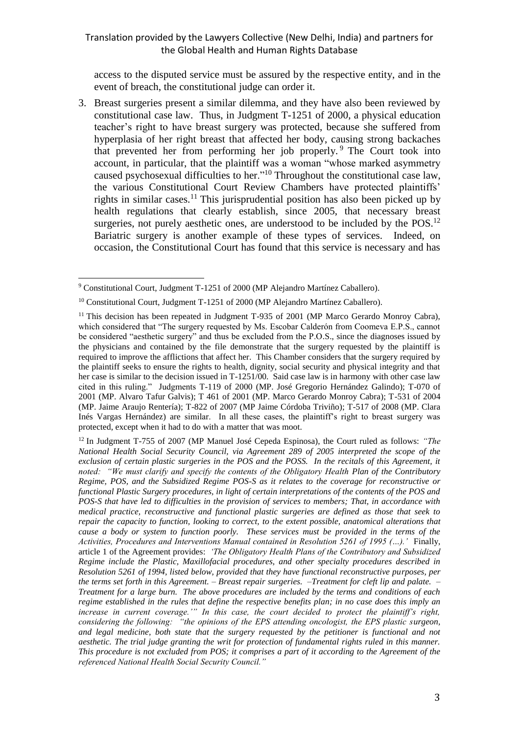access to the disputed service must be assured by the respective entity, and in the event of breach, the constitutional judge can order it.

3. Breast surgeries present a similar dilemma, and they have also been reviewed by constitutional case law. Thus, in Judgment T-1251 of 2000, a physical education teacher's right to have breast surgery was protected, because she suffered from hyperplasia of her right breast that affected her body, causing strong backaches that prevented her from performing her job properly.[9] The Court took into account, in particular, that the plaintiff was a woman "whose marked asymmetry caused psychosexual difficulties to her."[10] Throughout the constitutional case law, the various Constitutional Court Review Chambers have protected plaintiffs' rights in similar cases.[11] This jurisprudential position has also been picked up by health regulations that clearly establish, since 2005, that necessary breast surgeries, not purely aesthetic ones, are understood to be included by the POS.[12] Bariatric surgery is another example of these types of services. Indeed, on occasion, the Constitutional Court has found that this service is necessary and has

---

[9] Constitutional Court, Judgment T-1251 of 2000 (MP Alejandro Martínez Caballero).

[10] Constitutional Court, Judgment T-1251 of 2000 (MP Alejandro Martínez Caballero).

[11] This decision has been repeated in Judgment T-935 of 2001 (MP Marco Gerardo Monroy Cabra), which considered that "The surgery requested by Ms. Escobar Calderón from Coomeva E.P.S., cannot be considered "aesthetic surgery" and thus be excluded from the P.O.S., since the diagnoses issued by the physicians and contained by the file demonstrate that the surgery requested by the plaintiff is required to improve the afflictions that affect her. This Chamber considers that the surgery required by the plaintiff seeks to ensure the rights to health, dignity, social security and physical integrity and that her case is similar to the decision issued in T-1251/00. Said case law is in harmony with other case law cited in this ruling." Judgments T-119 of 2000 (MP. José Gregorio Hernández Galindo); T-070 of 2001 (MP. Alvaro Tafur Galvis); T 461 of 2001 (MP. Marco Gerardo Monroy Cabra); T-531 of 2004 (MP. Jaime Araujo Rentería); T-822 of 2007 (MP Jaime Córdoba Triviño); T-517 of 2008 (MP. Clara Inés Vargas Hernández) are similar. In all these cases, the plaintiff's right to breast surgery was protected, except when it had to do with a matter that was moot.

[12] In Judgment T-755 of 2007 (MP Manuel José Cepeda Espinosa), the Court ruled as follows: *"The National Health Social Security Council, via Agreement 289 of 2005 interpreted the scope of the exclusion of certain plastic surgeries in the POS and the POSS. In the recitals of this Agreement, it noted: "We must clarify and specify the contents of the Obligatory Health Plan of the Contributory Regime, POS, and the Subsidized Regime POS-S as it relates to the coverage for reconstructive or functional Plastic Surgery procedures, in light of certain interpretations of the contents of the POS and POS-S that have led to difficulties in the provision of services to members; That, in accordance with medical practice, reconstructive and functional plastic surgeries are defined as those that seek to repair the capacity to function, looking to correct, to the extent possible, anatomical alterations that cause a body or system to function poorly. These services must be provided in the terms of the Activities, Procedures and Interventions Manual contained in Resolution 5261 of 1995 (…).'* Finally, article 1 of the Agreement provides: *'The Obligatory Health Plans of the Contributory and Subsidized Regime include the Plastic, Maxillofacial procedures, and other specialty procedures described in Resolution 5261 of 1994, listed below, provided that they have functional reconstructive purposes, per the terms set forth in this Agreement. – Breast repair surgeries. –Treatment for cleft lip and palate. – Treatment for a large burn. The above procedures are included by the terms and conditions of each regime established in the rules that define the respective benefits plan; in no case does this imply an increase in current coverage.'" In this case, the court decided to protect the plaintiff's right, considering the following: "the opinions of the EPS attending oncologist, the EPS plastic surgeon, and legal medicine, both state that the surgery requested by the petitioner is functional and not aesthetic. The trial judge granting the writ for protection of fundamental rights ruled in this manner. This procedure is not excluded from POS; it comprises a part of it according to the Agreement of the referenced National Health Social Security Council."*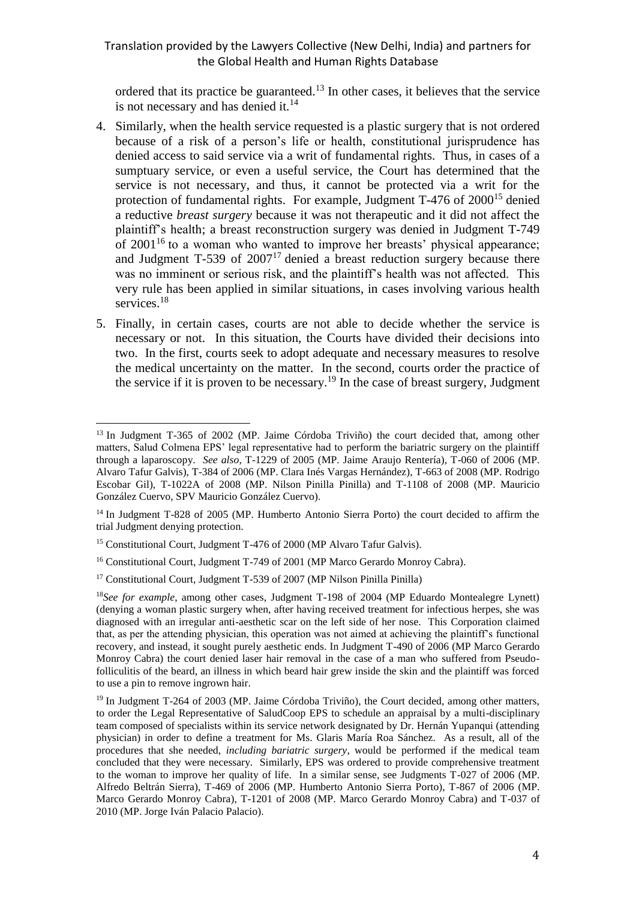ordered that its practice be guaranteed.[13] In other cases, it believes that the service is not necessary and has denied it.[14]

4. Similarly, when the health service requested is a plastic surgery that is not ordered because of a risk of a person's life or health, constitutional jurisprudence has denied access to said service via a writ of fundamental rights. Thus, in cases of a sumptuary service, or even a useful service, the Court has determined that the service is not necessary, and thus, it cannot be protected via a writ for the protection of fundamental rights. For example, Judgment T-476 of 2000[15] denied a reductive *breast surgery* because it was not therapeutic and it did not affect the plaintiff's health; a breast reconstruction surgery was denied in Judgment T-749 of 2001[16] to a woman who wanted to improve her breasts' physical appearance; and Judgment T-539 of 2007[17] denied a breast reduction surgery because there was no imminent or serious risk, and the plaintiff's health was not affected. This very rule has been applied in similar situations, in cases involving various health services.[18]

5. Finally, in certain cases, courts are not able to decide whether the service is necessary or not. In this situation, the Courts have divided their decisions into two. In the first, courts seek to adopt adequate and necessary measures to resolve the medical uncertainty on the matter. In the second, courts order the practice of the service if it is proven to be necessary.[19] In the case of breast surgery, Judgment

---

[13] In Judgment T-365 of 2002 (MP. Jaime Córdoba Triviño) the court decided that, among other matters, Salud Colmena EPS' legal representative had to perform the bariatric surgery on the plaintiff through a laparoscopy. *See also*, T-1229 of 2005 (MP. Jaime Araujo Rentería), T-060 of 2006 (MP. Alvaro Tafur Galvis), T-384 of 2006 (MP. Clara Inés Vargas Hernández), T-663 of 2008 (MP. Rodrigo Escobar Gil), T-1022A of 2008 (MP. Nilson Pinilla Pinilla) and T-1108 of 2008 (MP. Mauricio González Cuervo, SPV Mauricio González Cuervo).

[14] In Judgment T-828 of 2005 (MP. Humberto Antonio Sierra Porto) the court decided to affirm the trial Judgment denying protection.

[15] Constitutional Court, Judgment T-476 of 2000 (MP Alvaro Tafur Galvis).

[16] Constitutional Court, Judgment T-749 of 2001 (MP Marco Gerardo Monroy Cabra).

[17] Constitutional Court, Judgment T-539 of 2007 (MP Nilson Pinilla Pinilla)

[18] *See for example*, among other cases, Judgment T-198 of 2004 (MP Eduardo Montealegre Lynett) (denying a woman plastic surgery when, after having received treatment for infectious herpes, she was diagnosed with an irregular anti-aesthetic scar on the left side of her nose. This Corporation claimed that, as per the attending physician, this operation was not aimed at achieving the plaintiff's functional recovery, and instead, it sought purely aesthetic ends. In Judgment T-490 of 2006 (MP Marco Gerardo Monroy Cabra) the court denied laser hair removal in the case of a man who suffered from Pseudo-folliculitis of the beard, an illness in which beard hair grew inside the skin and the plaintiff was forced to use a pin to remove ingrown hair.

[19] In Judgment T-264 of 2003 (MP. Jaime Córdoba Triviño), the Court decided, among other matters, to order the Legal Representative of SaludCoop EPS to schedule an appraisal by a multi-disciplinary team composed of specialists within its service network designated by Dr. Hernán Yupanqui (attending physician) in order to define a treatment for Ms. Glaris María Roa Sánchez. As a result, all of the procedures that she needed, *including bariatric surgery*, would be performed if the medical team concluded that they were necessary. Similarly, EPS was ordered to provide comprehensive treatment to the woman to improve her quality of life. In a similar sense, see Judgments T-027 of 2006 (MP. Alfredo Beltrán Sierra), T-469 of 2006 (MP. Humberto Antonio Sierra Porto), T-867 of 2006 (MP. Marco Gerardo Monroy Cabra), T-1201 of 2008 (MP. Marco Gerardo Monroy Cabra) and T-037 of 2010 (MP. Jorge Iván Palacio Palacio).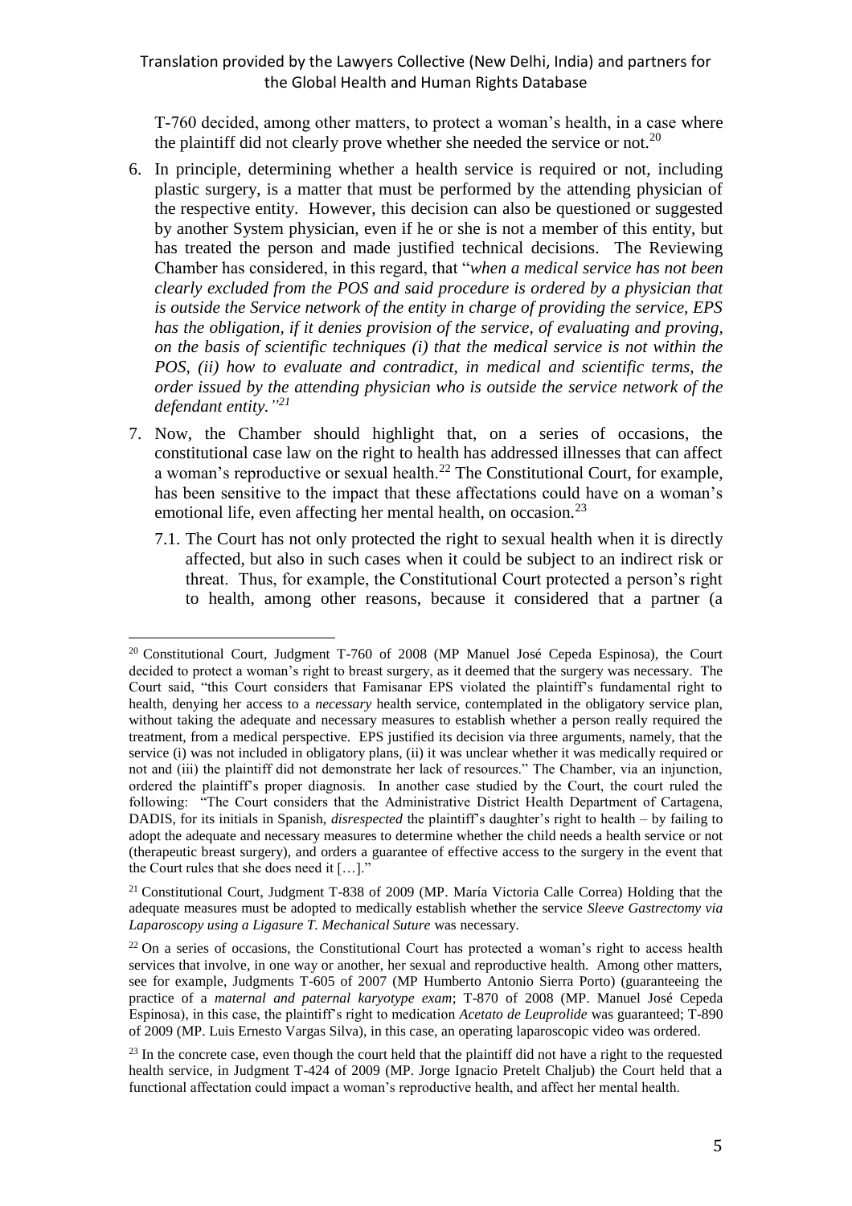T-760 decided, among other matters, to protect a woman's health, in a case where the plaintiff did not clearly prove whether she needed the service or not.[20]

6. In principle, determining whether a health service is required or not, including plastic surgery, is a matter that must be performed by the attending physician of the respective entity. However, this decision can also be questioned or suggested by another System physician, even if he or she is not a member of this entity, but has treated the person and made justified technical decisions. The Reviewing Chamber has considered, in this regard, that "*when a medical service has not been clearly excluded from the POS and said procedure is ordered by a physician that is outside the Service network of the entity in charge of providing the service, EPS has the obligation, if it denies provision of the service, of evaluating and proving, on the basis of scientific techniques (i) that the medical service is not within the POS, (ii) how to evaluate and contradict, in medical and scientific terms, the order issued by the attending physician who is outside the service network of the defendant entity."*[21]

7. Now, the Chamber should highlight that, on a series of occasions, the constitutional case law on the right to health has addressed illnesses that can affect a woman's reproductive or sexual health.[22] The Constitutional Court, for example, has been sensitive to the impact that these affectations could have on a woman's emotional life, even affecting her mental health, on occasion.[23]

   7.1. The Court has not only protected the right to sexual health when it is directly affected, but also in such cases when it could be subject to an indirect risk or threat. Thus, for example, the Constitutional Court protected a person's right to health, among other reasons, because it considered that a partner (a

---

[20] Constitutional Court, Judgment T-760 of 2008 (MP Manuel José Cepeda Espinosa), the Court decided to protect a woman's right to breast surgery, as it deemed that the surgery was necessary. The Court said, "this Court considers that Famisanar EPS violated the plaintiff's fundamental right to health, denying her access to a *necessary* health service, contemplated in the obligatory service plan, without taking the adequate and necessary measures to establish whether a person really required the treatment, from a medical perspective. EPS justified its decision via three arguments, namely, that the service (i) was not included in obligatory plans, (ii) it was unclear whether it was medically required or not and (iii) the plaintiff did not demonstrate her lack of resources." The Chamber, via an injunction, ordered the plaintiff's proper diagnosis. In another case studied by the Court, the court ruled the following: "The Court considers that the Administrative District Health Department of Cartagena, DADIS, for its initials in Spanish, *disrespected* the plaintiff's daughter's right to health – by failing to adopt the adequate and necessary measures to determine whether the child needs a health service or not (therapeutic breast surgery), and orders a guarantee of effective access to the surgery in the event that the Court rules that she does need it […]."

[21] Constitutional Court, Judgment T-838 of 2009 (MP. María Victoria Calle Correa) Holding that the adequate measures must be adopted to medically establish whether the service *Sleeve Gastrectomy via Laparoscopy using a Ligasure T. Mechanical Suture* was necessary.

[22] On a series of occasions, the Constitutional Court has protected a woman's right to access health services that involve, in one way or another, her sexual and reproductive health. Among other matters, see for example, Judgments T-605 of 2007 (MP Humberto Antonio Sierra Porto) (guaranteeing the practice of a *maternal and paternal karyotype exam*; T-870 of 2008 (MP. Manuel José Cepeda Espinosa), in this case, the plaintiff's right to medication *Acetato de Leuprolide* was guaranteed; T-890 of 2009 (MP. Luis Ernesto Vargas Silva), in this case, an operating laparoscopic video was ordered.

[23] In the concrete case, even though the court held that the plaintiff did not have a right to the requested health service, in Judgment T-424 of 2009 (MP. Jorge Ignacio Pretelt Chaljub) the Court held that a functional affectation could impact a woman's reproductive health, and affect her mental health.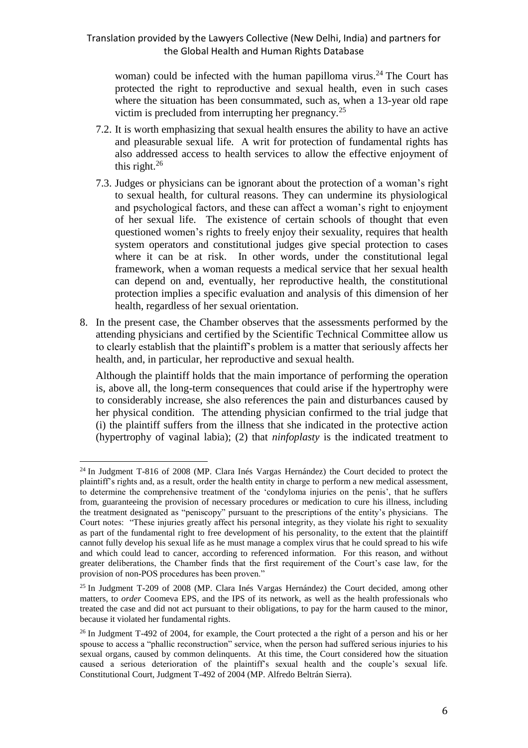woman) could be infected with the human papilloma virus.[24] The Court has protected the right to reproductive and sexual health, even in such cases where the situation has been consummated, such as, when a 13-year old rape victim is precluded from interrupting her pregnancy.[25]

7.2. It is worth emphasizing that sexual health ensures the ability to have an active and pleasurable sexual life. A writ for protection of fundamental rights has also addressed access to health services to allow the effective enjoyment of this right.[26]

7.3. Judges or physicians can be ignorant about the protection of a woman's right to sexual health, for cultural reasons. They can undermine its physiological and psychological factors, and these can affect a woman's right to enjoyment of her sexual life. The existence of certain schools of thought that even questioned women's rights to freely enjoy their sexuality, requires that health system operators and constitutional judges give special protection to cases where it can be at risk. In other words, under the constitutional legal framework, when a woman requests a medical service that her sexual health can depend on and, eventually, her reproductive health, the constitutional protection implies a specific evaluation and analysis of this dimension of her health, regardless of her sexual orientation.

8. In the present case, the Chamber observes that the assessments performed by the attending physicians and certified by the Scientific Technical Committee allow us to clearly establish that the plaintiff's problem is a matter that seriously affects her health, and, in particular, her reproductive and sexual health.

Although the plaintiff holds that the main importance of performing the operation is, above all, the long-term consequences that could arise if the hypertrophy were to considerably increase, she also references the pain and disturbances caused by her physical condition. The attending physician confirmed to the trial judge that (i) the plaintiff suffers from the illness that she indicated in the protective action (hypertrophy of vaginal labia); (2) that *ninfoplasty* is the indicated treatment to

---

[24] In Judgment T-816 of 2008 (MP. Clara Inés Vargas Hernández) the Court decided to protect the plaintiff's rights and, as a result, order the health entity in charge to perform a new medical assessment, to determine the comprehensive treatment of the 'condyloma injuries on the penis', that he suffers from, guaranteeing the provision of necessary procedures or medication to cure his illness, including the treatment designated as "peniscopy" pursuant to the prescriptions of the entity's physicians. The Court notes: "These injuries greatly affect his personal integrity, as they violate his right to sexuality as part of the fundamental right to free development of his personality, to the extent that the plaintiff cannot fully develop his sexual life as he must manage a complex virus that he could spread to his wife and which could lead to cancer, according to referenced information. For this reason, and without greater deliberations, the Chamber finds that the first requirement of the Court's case law, for the provision of non-POS procedures has been proven."

[25] In Judgment T-209 of 2008 (MP. Clara Inés Vargas Hernández) the Court decided, among other matters, to *order* Coomeva EPS, and the IPS of its network, as well as the health professionals who treated the case and did not act pursuant to their obligations, to pay for the harm caused to the minor, because it violated her fundamental rights.

[26] In Judgment T-492 of 2004, for example, the Court protected a the right of a person and his or her spouse to access a "phallic reconstruction" service, when the person had suffered serious injuries to his sexual organs, caused by common delinquents. At this time, the Court considered how the situation caused a serious deterioration of the plaintiff's sexual health and the couple's sexual life. Constitutional Court, Judgment T-492 of 2004 (MP. Alfredo Beltrán Sierra).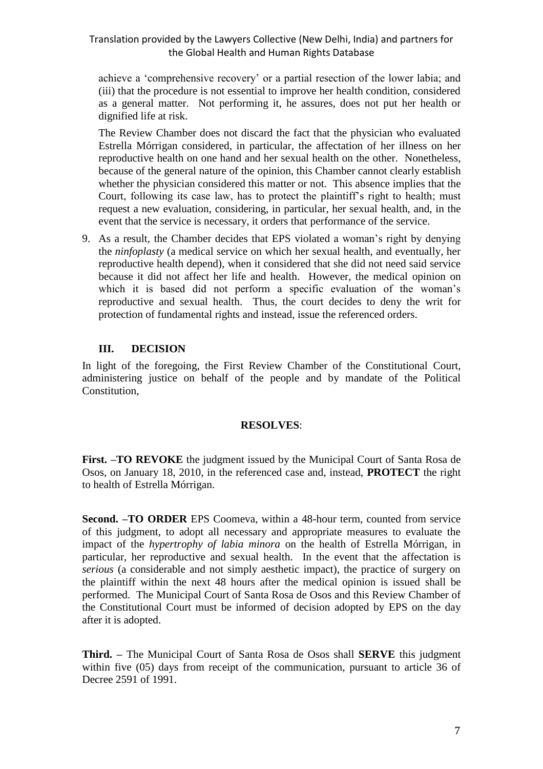achieve a 'comprehensive recovery' or a partial resection of the lower labia; and (iii) that the procedure is not essential to improve her health condition, considered as a general matter. Not performing it, he assures, does not put her health or dignified life at risk.

The Review Chamber does not discard the fact that the physician who evaluated Estrella Mórrigan considered, in particular, the affectation of her illness on her reproductive health on one hand and her sexual health on the other. Nonetheless, because of the general nature of the opinion, this Chamber cannot clearly establish whether the physician considered this matter or not. This absence implies that the Court, following its case law, has to protect the plaintiff's right to health; must request a new evaluation, considering, in particular, her sexual health, and, in the event that the service is necessary, it orders that performance of the service.

9. As a result, the Chamber decides that EPS violated a woman's right by denying the *ninfoplasty* (a medical service on which her sexual health, and eventually, her reproductive health depend), when it considered that she did not need said service because it did not affect her life and health. However, the medical opinion on which it is based did not perform a specific evaluation of the woman's reproductive and sexual health. Thus, the court decides to deny the writ for protection of fundamental rights and instead, issue the referenced orders.

## III. DECISION

In light of the foregoing, the First Review Chamber of the Constitutional Court, administering justice on behalf of the people and by mandate of the Political Constitution,

**RESOLVES**:

**First. –TO REVOKE** the judgment issued by the Municipal Court of Santa Rosa de Osos, on January 18, 2010, in the referenced case and, instead, **PROTECT** the right to health of Estrella Mórrigan.

**Second. –TO ORDER** EPS Coomeva, within a 48-hour term, counted from service of this judgment, to adopt all necessary and appropriate measures to evaluate the impact of the *hypertrophy of labia minora* on the health of Estrella Mórrigan, in particular, her reproductive and sexual health. In the event that the affectation is *serious* (a considerable and not simply aesthetic impact), the practice of surgery on the plaintiff within the next 48 hours after the medical opinion is issued shall be performed. The Municipal Court of Santa Rosa de Osos and this Review Chamber of the Constitutional Court must be informed of decision adopted by EPS on the day after it is adopted.

**Third. –** The Municipal Court of Santa Rosa de Osos shall **SERVE** this judgment within five (05) days from receipt of the communication, pursuant to article 36 of Decree 2591 of 1991.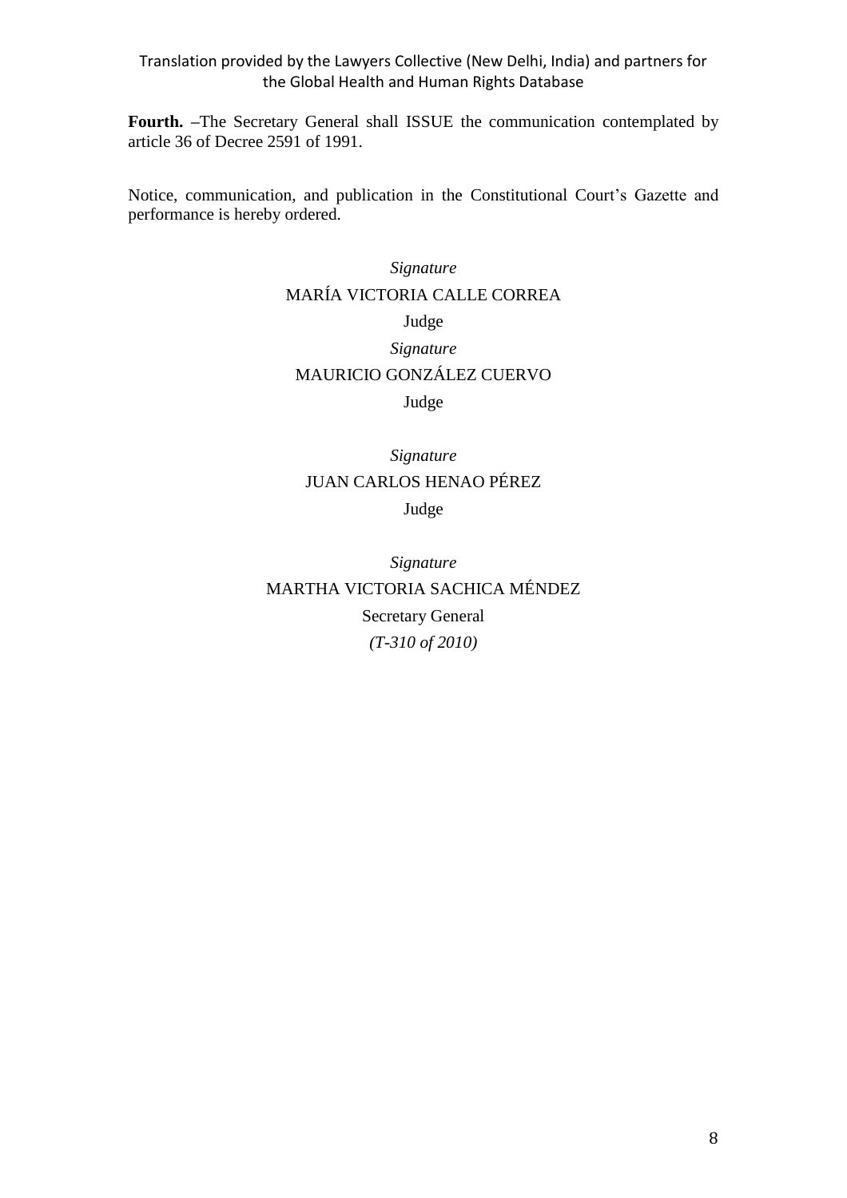**Fourth.** –The Secretary General shall ISSUE the communication contemplated by article 36 of Decree 2591 of 1991.

Notice, communication, and publication in the Constitutional Court's Gazette and performance is hereby ordered.

*Signature*
MARÍA VICTORIA CALLE CORREA
Judge

*Signature*
MAURICIO GONZÁLEZ CUERVO
Judge

*Signature*
JUAN CARLOS HENAO PÉREZ
Judge

*Signature*
MARTHA VICTORIA SACHICA MÉNDEZ
Secretary General
*(T-310 of 2010)*